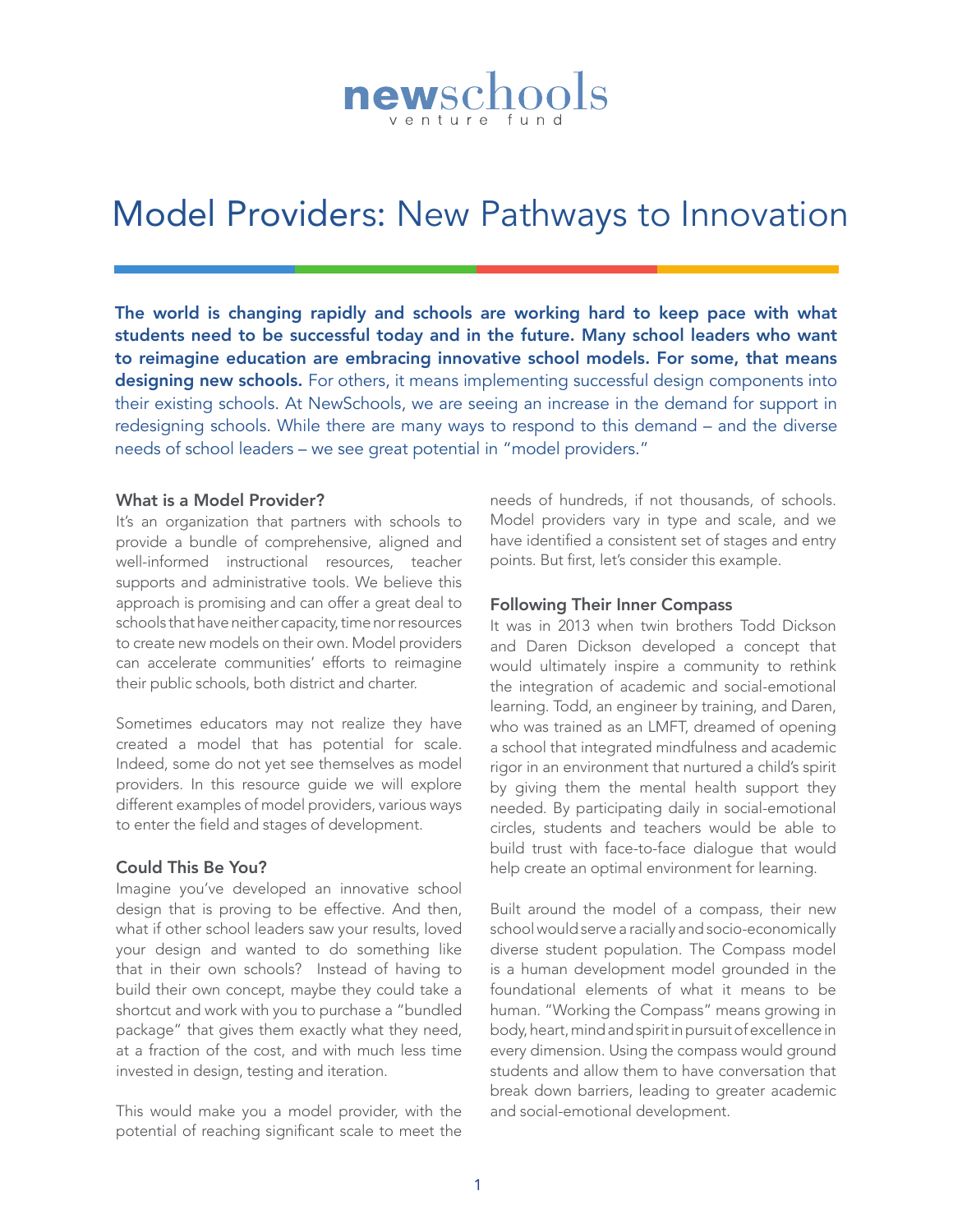newschools venture fund

# Model Providers: New Pathways to Innovation

**The world is changing rapidly and schools are working hard to keep pace with what students need to be successful today and in the future. Many school leaders who want to reimagine education are embracing innovative school models. For some, that means designing new schools.** For others, it means implementing successful design components into their existing schools. At NewSchools, we are seeing an increase in the demand for support in redesigning schools. While there are many ways to respond to this demand – and the diverse needs of school leaders – we see great potential in "model providers."

### What is a Model Provider?

It's an organization that partners with schools to provide a bundle of comprehensive, aligned and well-informed instructional resources, teacher supports and administrative tools. We believe this approach is promising and can offer a great deal to schools that have neither capacity, time nor resources to create new models on their own. Model providers can accelerate communities' efforts to reimagine their public schools, both district and charter.

Sometimes educators may not realize they have created a model that has potential for scale. Indeed, some do not yet see themselves as model providers. In this resource guide we will explore different examples of model providers, various ways to enter the field and stages of development.

### Could This Be You?

Imagine you've developed an innovative school design that is proving to be effective. And then, what if other school leaders saw your results, loved your design and wanted to do something like that in their own schools? Instead of having to build their own concept, maybe they could take a shortcut and work with you to purchase a "bundled package" that gives them exactly what they need, at a fraction of the cost, and with much less time invested in design, testing and iteration.

This would make you a model provider, with the potential of reaching significant scale to meet the needs of hundreds, if not thousands, of schools. Model providers vary in type and scale, and we have identified a consistent set of stages and entry points. But first, let's consider this example.

### Following Their Inner Compass

It was in 2013 when twin brothers Todd Dickson and Daren Dickson developed a concept that would ultimately inspire a community to rethink the integration of academic and social-emotional learning. Todd, an engineer by training, and Daren, who was trained as an LMFT, dreamed of opening a school that integrated mindfulness and academic rigor in an environment that nurtured a child's spirit by giving them the mental health support they needed. By participating daily in social-emotional circles, students and teachers would be able to build trust with face-to-face dialogue that would help create an optimal environment for learning.

Built around the model of a compass, their new school would serve a racially and socio-economically diverse student population. The Compass model is a human development model grounded in the foundational elements of what it means to be human. "Working the Compass" means growing in body, heart, mind and spirit in pursuit of excellence in every dimension. Using the compass would ground students and allow them to have conversation that break down barriers, leading to greater academic and social-emotional development.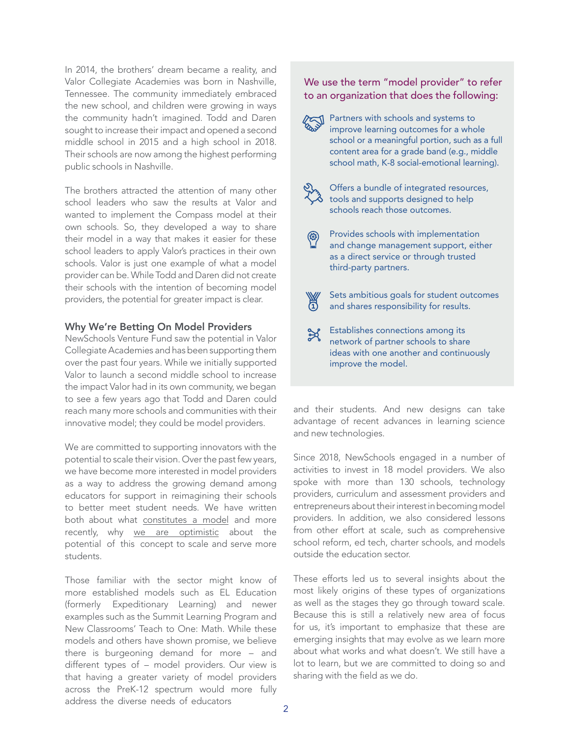In 2014, the brothers' dream became a reality, and Valor Collegiate Academies was born in Nashville, Tennessee. The community immediately embraced the new school, and children were growing in ways the community hadn't imagined. Todd and Daren sought to increase their impact and opened a second middle school in 2015 and a high school in 2018. Their schools are now among the highest performing public schools in Nashville.

The brothers attracted the attention of many other school leaders who saw the results at Valor and wanted to implement the Compass model at their own schools. So, they developed a way to share their model in a way that makes it easier for these school leaders to apply Valor's practices in their own schools. Valor is just one example of what a model provider can be. While Todd and Daren did not create their schools with the intention of becoming model providers, the potential for greater impact is clear.

### Why We're Betting On Model Providers

NewSchools Venture Fund saw the potential in Valor Collegiate Academies and has been supporting them over the past four years. While we initially supported Valor to launch a second middle school to increase the impact Valor had in its own community, we began to see a few years ago that Todd and Daren could reach many more schools and communities with their innovative model; they could be model providers.

We are committed to supporting innovators with the potential to scale their vision. Over the past few years, we have become more interested in model providers as a way to address the growing demand among educators for support in reimagining their schools to better meet student needs. We have written both about what constitutes a model and more recently, why we are optimistic about the potential of this concept to scale and serve more students.

Those familiar with the sector might know of more established models such as EL Education (formerly Expeditionary Learning) and newer examples such as the Summit Learning Program and New Classrooms' Teach to One: Math. While these models and others have shown promise, we believe there is burgeoning demand for more – and different types of – model providers. Our view is that having a greater variety of model providers across the PreK-12 spectrum would more fully address the diverse needs of educators and their students. And new designs can take advantage of recent advances in learning science and new technologies.

> **We use the term "model provider" to refer to an organization that does the following:**
>
> - Partners with schools and systems to improve learning outcomes for a whole school or a meaningful portion, such as a full content area for a grade band (e.g., middle school math, K-8 social-emotional learning).
> - Offers a bundle of integrated resources, tools and supports designed to help schools reach those outcomes.
> - Provides schools with implementation and change management support, either as a direct service or through trusted third-party partners.
> - Sets ambitious goals for student outcomes and shares responsibility for results.
> - Establishes connections among its network of partner schools to share ideas with one another and continuously improve the model.

Since 2018, NewSchools engaged in a number of activities to invest in 18 model providers. We also spoke with more than 130 schools, technology providers, curriculum and assessment providers and entrepreneurs about their interest in becoming model providers. In addition, we also considered lessons from other effort at scale, such as comprehensive school reform, ed tech, charter schools, and models outside the education sector.

These efforts led us to several insights about the most likely origins of these types of organizations as well as the stages they go through toward scale. Because this is still a relatively new area of focus for us, it's important to emphasize that these are emerging insights that may evolve as we learn more about what works and what doesn't. We still have a lot to learn, but we are committed to doing so and sharing with the field as we do.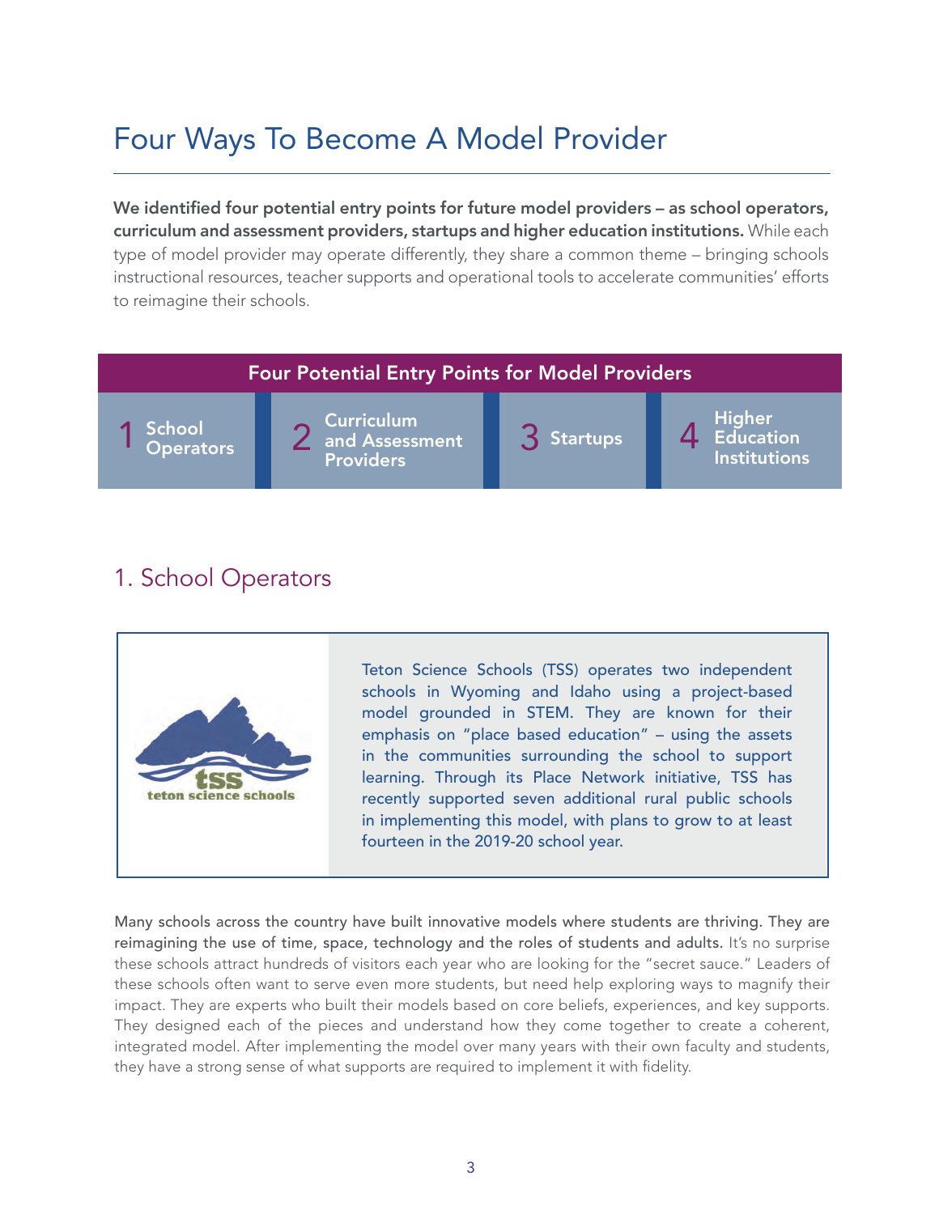# Four Ways To Become A Model Provider

**We identified four potential entry points for future model providers – as school operators, curriculum and assessment providers, startups and higher education institutions.** While each type of model provider may operate differently, they share a common theme – bringing schools instructional resources, teacher supports and operational tools to accelerate communities' efforts to reimagine their schools.

| Four Potential Entry Points for Model Providers | | | |
|---|---|---|---|
| 1 School Operators | 2 Curriculum and Assessment Providers | 3 Startups | 4 Higher Education Institutions |

## 1. School Operators

Teton Science Schools (TSS) operates two independent schools in Wyoming and Idaho using a project-based model grounded in STEM. They are known for their emphasis on "place based education" – using the assets in the communities surrounding the school to support learning. Through its Place Network initiative, TSS has recently supported seven additional rural public schools in implementing this model, with plans to grow to at least fourteen in the 2019-20 school year.

**Many schools across the country have built innovative models where students are thriving. They are reimagining the use of time, space, technology and the roles of students and adults.** It's no surprise these schools attract hundreds of visitors each year who are looking for the "secret sauce." Leaders of these schools often want to serve even more students, but need help exploring ways to magnify their impact. They are experts who built their models based on core beliefs, experiences, and key supports. They designed each of the pieces and understand how they come together to create a coherent, integrated model. After implementing the model over many years with their own faculty and students, they have a strong sense of what supports are required to implement it with fidelity.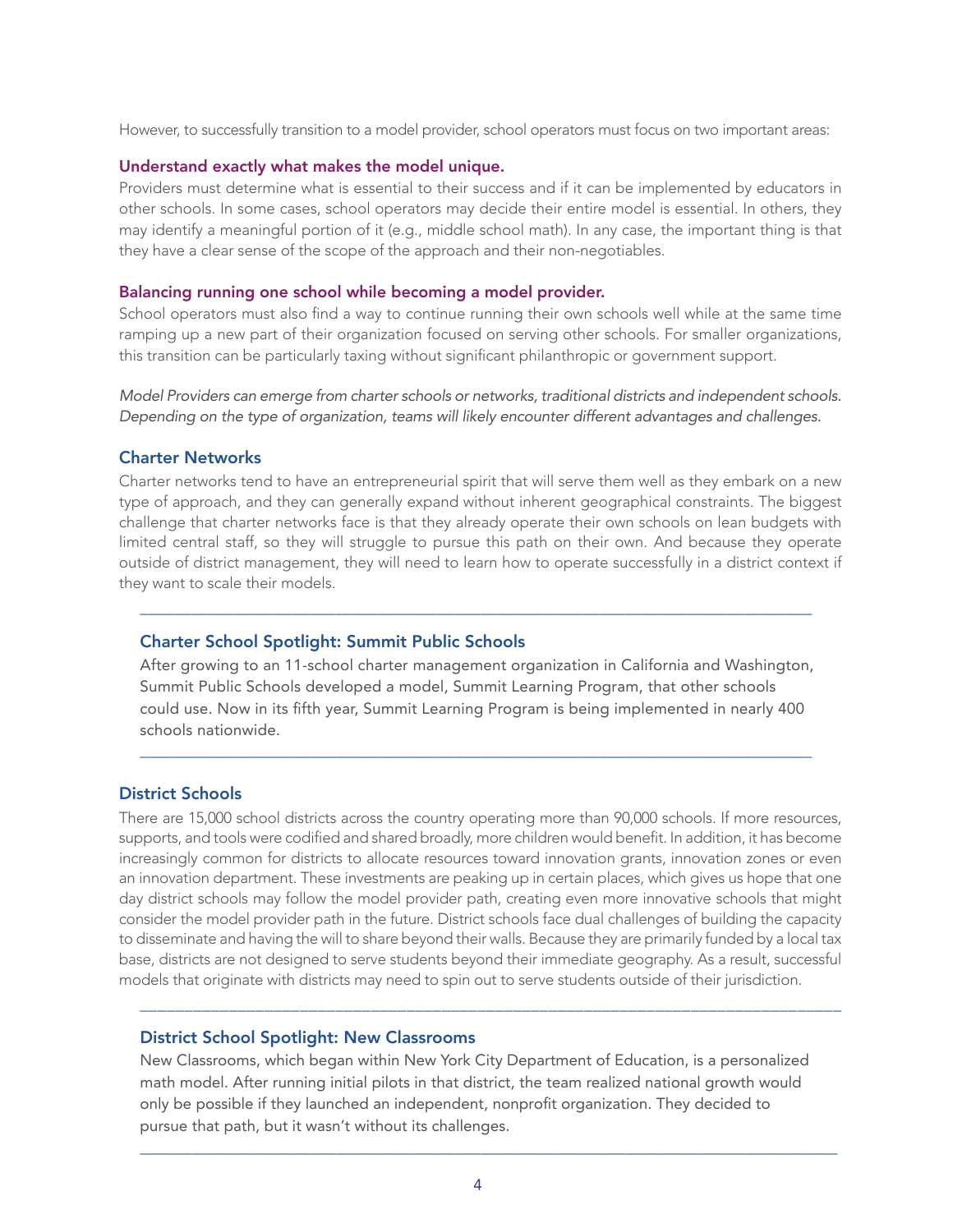However, to successfully transition to a model provider, school operators must focus on two important areas:

**Understand exactly what makes the model unique.**
Providers must determine what is essential to their success and if it can be implemented by educators in other schools. In some cases, school operators may decide their entire model is essential. In others, they may identify a meaningful portion of it (e.g., middle school math). In any case, the important thing is that they have a clear sense of the scope of the approach and their non-negotiables.

**Balancing running one school while becoming a model provider.**
School operators must also find a way to continue running their own schools well while at the same time ramping up a new part of their organization focused on serving other schools. For smaller organizations, this transition can be particularly taxing without significant philanthropic or government support.

*Model Providers can emerge from charter schools or networks, traditional districts and independent schools. Depending on the type of organization, teams will likely encounter different advantages and challenges.*

### Charter Networks

Charter networks tend to have an entrepreneurial spirit that will serve them well as they embark on a new type of approach, and they can generally expand without inherent geographical constraints. The biggest challenge that charter networks face is that they already operate their own schools on lean budgets with limited central staff, so they will struggle to pursue this path on their own. And because they operate outside of district management, they will need to learn how to operate successfully in a district context if they want to scale their models.

---

#### Charter School Spotlight: Summit Public Schools

After growing to an 11-school charter management organization in California and Washington, Summit Public Schools developed a model, Summit Learning Program, that other schools could use. Now in its fifth year, Summit Learning Program is being implemented in nearly 400 schools nationwide.

---

### District Schools

There are 15,000 school districts across the country operating more than 90,000 schools. If more resources, supports, and tools were codified and shared broadly, more children would benefit. In addition, it has become increasingly common for districts to allocate resources toward innovation grants, innovation zones or even an innovation department. These investments are peaking up in certain places, which gives us hope that one day district schools may follow the model provider path, creating even more innovative schools that might consider the model provider path in the future. District schools face dual challenges of building the capacity to disseminate and having the will to share beyond their walls. Because they are primarily funded by a local tax base, districts are not designed to serve students beyond their immediate geography. As a result, successful models that originate with districts may need to spin out to serve students outside of their jurisdiction.

---

#### District School Spotlight: New Classrooms

New Classrooms, which began within New York City Department of Education, is a personalized math model. After running initial pilots in that district, the team realized national growth would only be possible if they launched an independent, nonprofit organization. They decided to pursue that path, but it wasn't without its challenges.

---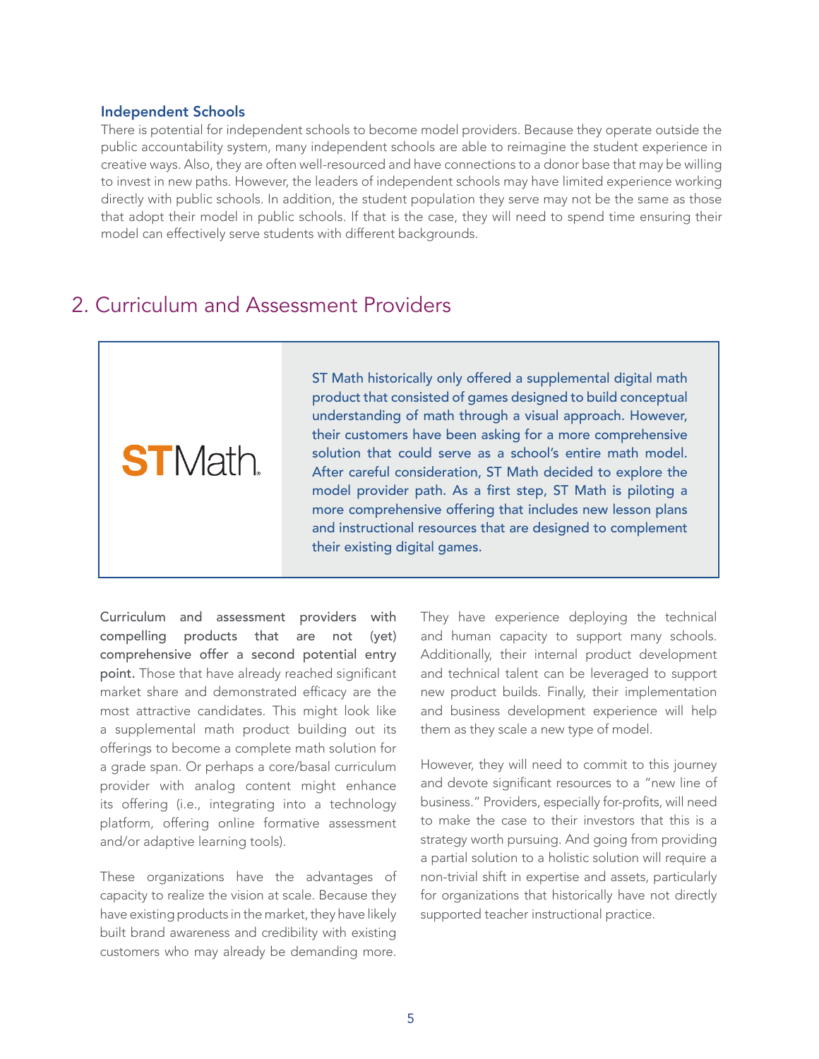### Independent Schools

There is potential for independent schools to become model providers. Because they operate outside the public accountability system, many independent schools are able to reimagine the student experience in creative ways. Also, they are often well-resourced and have connections to a donor base that may be willing to invest in new paths. However, the leaders of independent schools may have limited experience working directly with public schools. In addition, the student population they serve may not be the same as those that adopt their model in public schools. If that is the case, they will need to spend time ensuring their model can effectively serve students with different backgrounds.

## 2. Curriculum and Assessment Providers

**STMath.**

ST Math historically only offered a supplemental digital math product that consisted of games designed to build conceptual understanding of math through a visual approach. However, their customers have been asking for a more comprehensive solution that could serve as a school's entire math model. After careful consideration, ST Math decided to explore the model provider path. As a first step, ST Math is piloting a more comprehensive offering that includes new lesson plans and instructional resources that are designed to complement their existing digital games.

**Curriculum and assessment providers with compelling products that are not (yet) comprehensive offer a second potential entry point.** Those that have already reached significant market share and demonstrated efficacy are the most attractive candidates. This might look like a supplemental math product building out its offerings to become a complete math solution for a grade span. Or perhaps a core/basal curriculum provider with analog content might enhance its offering (i.e., integrating into a technology platform, offering online formative assessment and/or adaptive learning tools).

These organizations have the advantages of capacity to realize the vision at scale. Because they have existing products in the market, they have likely built brand awareness and credibility with existing customers who may already be demanding more. They have experience deploying the technical and human capacity to support many schools. Additionally, their internal product development and technical talent can be leveraged to support new product builds. Finally, their implementation and business development experience will help them as they scale a new type of model.

However, they will need to commit to this journey and devote significant resources to a "new line of business." Providers, especially for-profits, will need to make the case to their investors that this is a strategy worth pursuing. And going from providing a partial solution to a holistic solution will require a non-trivial shift in expertise and assets, particularly for organizations that historically have not directly supported teacher instructional practice.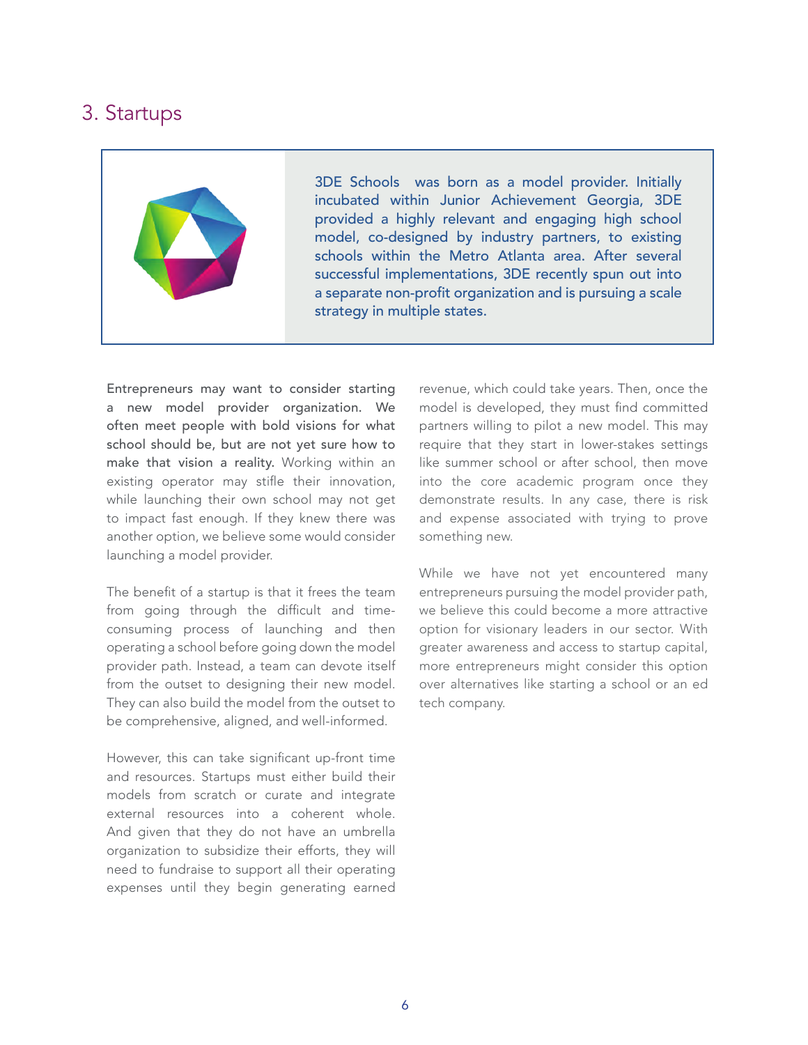## 3. Startups

3DE Schools was born as a model provider. Initially incubated within Junior Achievement Georgia, 3DE provided a highly relevant and engaging high school model, co-designed by industry partners, to existing schools within the Metro Atlanta area. After several successful implementations, 3DE recently spun out into a separate non-profit organization and is pursuing a scale strategy in multiple states.

Entrepreneurs may want to consider starting a new model provider organization. We often meet people with bold visions for what school should be, but are not yet sure how to make that vision a reality. Working within an existing operator may stifle their innovation, while launching their own school may not get to impact fast enough. If they knew there was another option, we believe some would consider launching a model provider.

The benefit of a startup is that it frees the team from going through the difficult and time-consuming process of launching and then operating a school before going down the model provider path. Instead, a team can devote itself from the outset to designing their new model. They can also build the model from the outset to be comprehensive, aligned, and well-informed.

However, this can take significant up-front time and resources. Startups must either build their models from scratch or curate and integrate external resources into a coherent whole. And given that they do not have an umbrella organization to subsidize their efforts, they will need to fundraise to support all their operating expenses until they begin generating earned revenue, which could take years. Then, once the model is developed, they must find committed partners willing to pilot a new model. This may require that they start in lower-stakes settings like summer school or after school, then move into the core academic program once they demonstrate results. In any case, there is risk and expense associated with trying to prove something new.

While we have not yet encountered many entrepreneurs pursuing the model provider path, we believe this could become a more attractive option for visionary leaders in our sector. With greater awareness and access to startup capital, more entrepreneurs might consider this option over alternatives like starting a school or an ed tech company.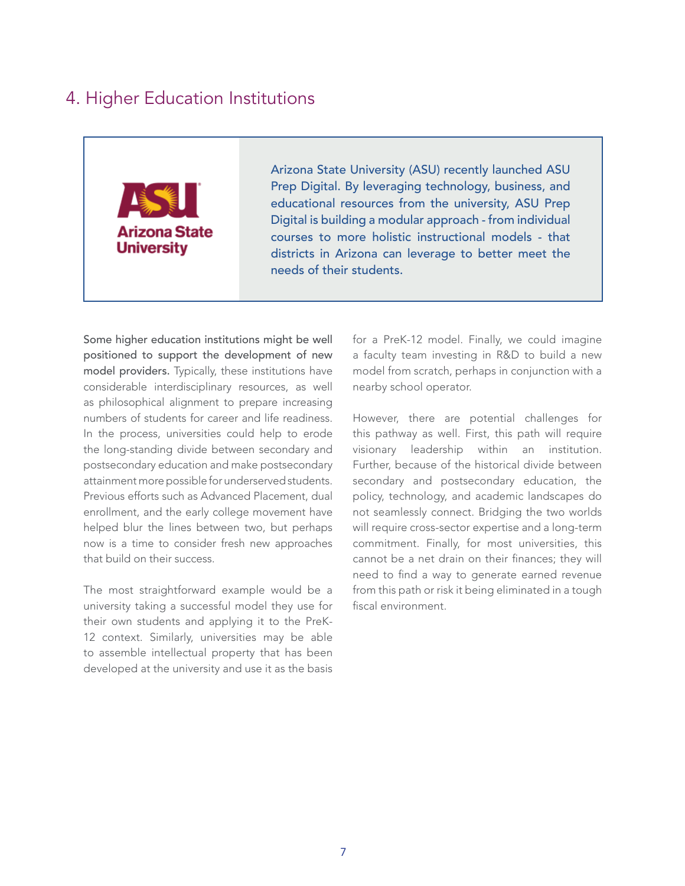## 4. Higher Education Institutions

Arizona State University

Arizona State University (ASU) recently launched ASU Prep Digital. By leveraging technology, business, and educational resources from the university, ASU Prep Digital is building a modular approach - from individual courses to more holistic instructional models - that districts in Arizona can leverage to better meet the needs of their students.

**Some higher education institutions might be well positioned to support the development of new model providers.** Typically, these institutions have considerable interdisciplinary resources, as well as philosophical alignment to prepare increasing numbers of students for career and life readiness. In the process, universities could help to erode the long-standing divide between secondary and postsecondary education and make postsecondary attainment more possible for underserved students. Previous efforts such as Advanced Placement, dual enrollment, and the early college movement have helped blur the lines between two, but perhaps now is a time to consider fresh new approaches that build on their success.

The most straightforward example would be a university taking a successful model they use for their own students and applying it to the PreK-12 context. Similarly, universities may be able to assemble intellectual property that has been developed at the university and use it as the basis for a PreK-12 model. Finally, we could imagine a faculty team investing in R&D to build a new model from scratch, perhaps in conjunction with a nearby school operator.

However, there are potential challenges for this pathway as well. First, this path will require visionary leadership within an institution. Further, because of the historical divide between secondary and postsecondary education, the policy, technology, and academic landscapes do not seamlessly connect. Bridging the two worlds will require cross-sector expertise and a long-term commitment. Finally, for most universities, this cannot be a net drain on their finances; they will need to find a way to generate earned revenue from this path or risk it being eliminated in a tough fiscal environment.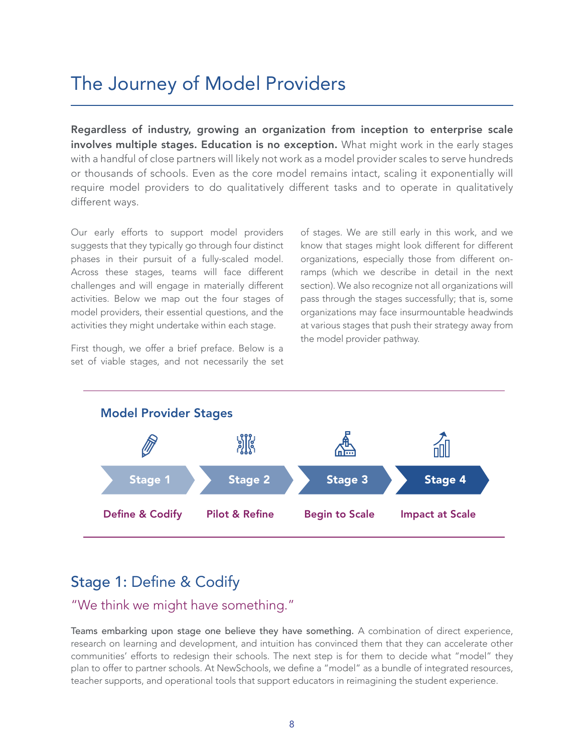# The Journey of Model Providers

**Regardless of industry, growing an organization from inception to enterprise scale involves multiple stages. Education is no exception.** What might work in the early stages with a handful of close partners will likely not work as a model provider scales to serve hundreds or thousands of schools. Even as the core model remains intact, scaling it exponentially will require model providers to do qualitatively different tasks and to operate in qualitatively different ways.

Our early efforts to support model providers suggests that they typically go through four distinct phases in their pursuit of a fully-scaled model. Across these stages, teams will face different challenges and will engage in materially different activities. Below we map out the four stages of model providers, their essential questions, and the activities they might undertake within each stage.

First though, we offer a brief preface. Below is a set of viable stages, and not necessarily the set of stages. We are still early in this work, and we know that stages might look different for different organizations, especially those from different on-ramps (which we describe in detail in the next section). We also recognize not all organizations will pass through the stages successfully; that is, some organizations may face insurmountable headwinds at various stages that push their strategy away from the model provider pathway.

**Model Provider Stages**

| Stage 1 | Stage 2 | Stage 3 | Stage 4 |
| --- | --- | --- | --- |
| Define & Codify | Pilot & Refine | Begin to Scale | Impact at Scale |

## Stage 1: Define & Codify

### "We think we might have something."

**Teams embarking upon stage one believe they have something.** A combination of direct experience, research on learning and development, and intuition has convinced them that they can accelerate other communities' efforts to redesign their schools. The next step is for them to decide what "model" they plan to offer to partner schools. At NewSchools, we define a "model" as a bundle of integrated resources, teacher supports, and operational tools that support educators in reimagining the student experience.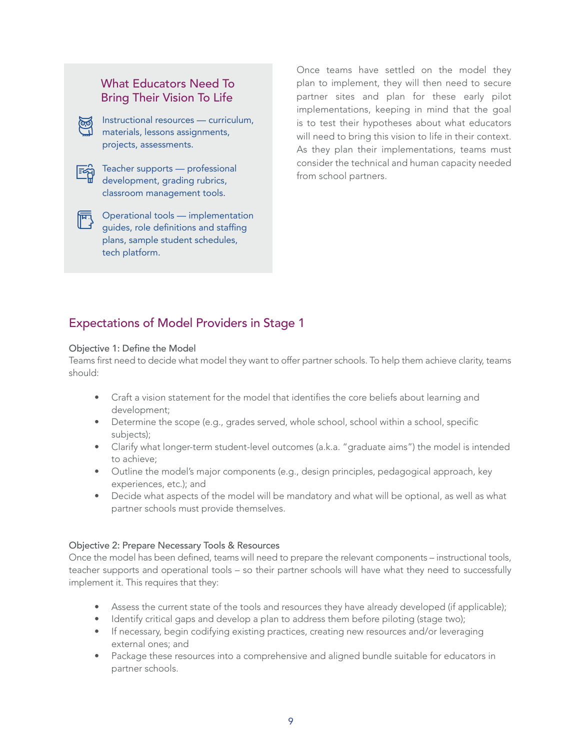### What Educators Need To Bring Their Vision To Life

- Instructional resources — curriculum, materials, lessons assignments, projects, assessments.
- Teacher supports — professional development, grading rubrics, classroom management tools.
- Operational tools — implementation guides, role definitions and staffing plans, sample student schedules, tech platform.

Once teams have settled on the model they plan to implement, they will then need to secure partner sites and plan for these early pilot implementations, keeping in mind that the goal is to test their hypotheses about what educators will need to bring this vision to life in their context. As they plan their implementations, teams must consider the technical and human capacity needed from school partners.

## Expectations of Model Providers in Stage 1

### Objective 1: Define the Model

Teams first need to decide what model they want to offer partner schools. To help them achieve clarity, teams should:

- Craft a vision statement for the model that identifies the core beliefs about learning and development;
- Determine the scope (e.g., grades served, whole school, school within a school, specific subjects);
- Clarify what longer-term student-level outcomes (a.k.a. "graduate aims") the model is intended to achieve;
- Outline the model's major components (e.g., design principles, pedagogical approach, key experiences, etc.); and
- Decide what aspects of the model will be mandatory and what will be optional, as well as what partner schools must provide themselves.

### Objective 2: Prepare Necessary Tools & Resources

Once the model has been defined, teams will need to prepare the relevant components – instructional tools, teacher supports and operational tools – so their partner schools will have what they need to successfully implement it. This requires that they:

- Assess the current state of the tools and resources they have already developed (if applicable);
- Identify critical gaps and develop a plan to address them before piloting (stage two);
- If necessary, begin codifying existing practices, creating new resources and/or leveraging external ones; and
- Package these resources into a comprehensive and aligned bundle suitable for educators in partner schools.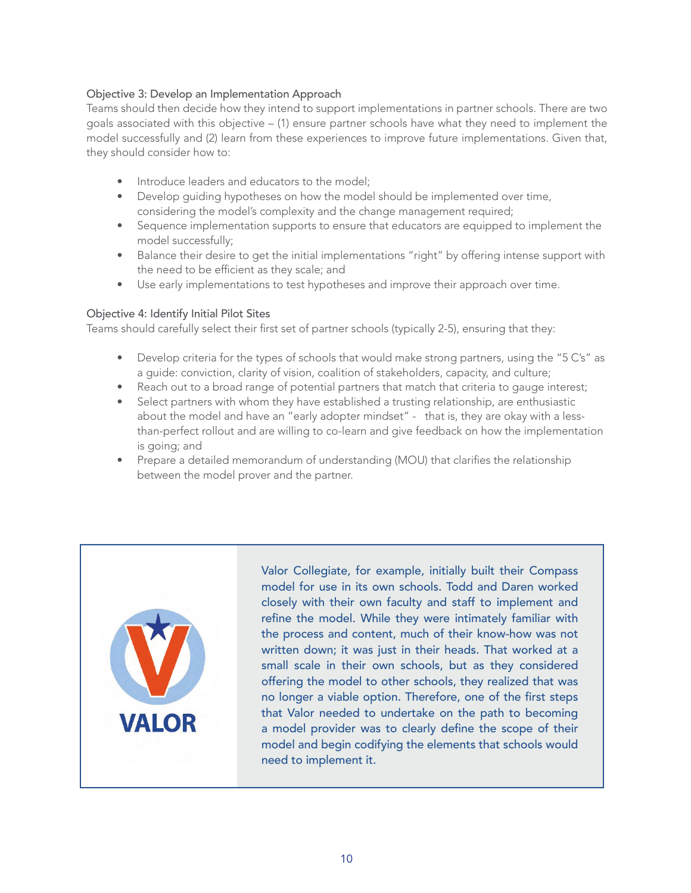### Objective 3: Develop an Implementation Approach

Teams should then decide how they intend to support implementations in partner schools. There are two goals associated with this objective – (1) ensure partner schools have what they need to implement the model successfully and (2) learn from these experiences to improve future implementations. Given that, they should consider how to:

- Introduce leaders and educators to the model;
- Develop guiding hypotheses on how the model should be implemented over time, considering the model's complexity and the change management required;
- Sequence implementation supports to ensure that educators are equipped to implement the model successfully;
- Balance their desire to get the initial implementations "right" by offering intense support with the need to be efficient as they scale; and
- Use early implementations to test hypotheses and improve their approach over time.

### Objective 4: Identify Initial Pilot Sites

Teams should carefully select their first set of partner schools (typically 2-5), ensuring that they:

- Develop criteria for the types of schools that would make strong partners, using the "5 C's" as a guide: conviction, clarity of vision, coalition of stakeholders, capacity, and culture;
- Reach out to a broad range of potential partners that match that criteria to gauge interest;
- Select partners with whom they have established a trusting relationship, are enthusiastic about the model and have an "early adopter mindset" - that is, they are okay with a less-than-perfect rollout and are willing to co-learn and give feedback on how the implementation is going; and
- Prepare a detailed memorandum of understanding (MOU) that clarifies the relationship between the model prover and the partner.

VALOR

Valor Collegiate, for example, initially built their Compass model for use in its own schools. Todd and Daren worked closely with their own faculty and staff to implement and refine the model. While they were intimately familiar with the process and content, much of their know-how was not written down; it was just in their heads. That worked at a small scale in their own schools, but as they considered offering the model to other schools, they realized that was no longer a viable option. Therefore, one of the first steps that Valor needed to undertake on the path to becoming a model provider was to clearly define the scope of their model and begin codifying the elements that schools would need to implement it.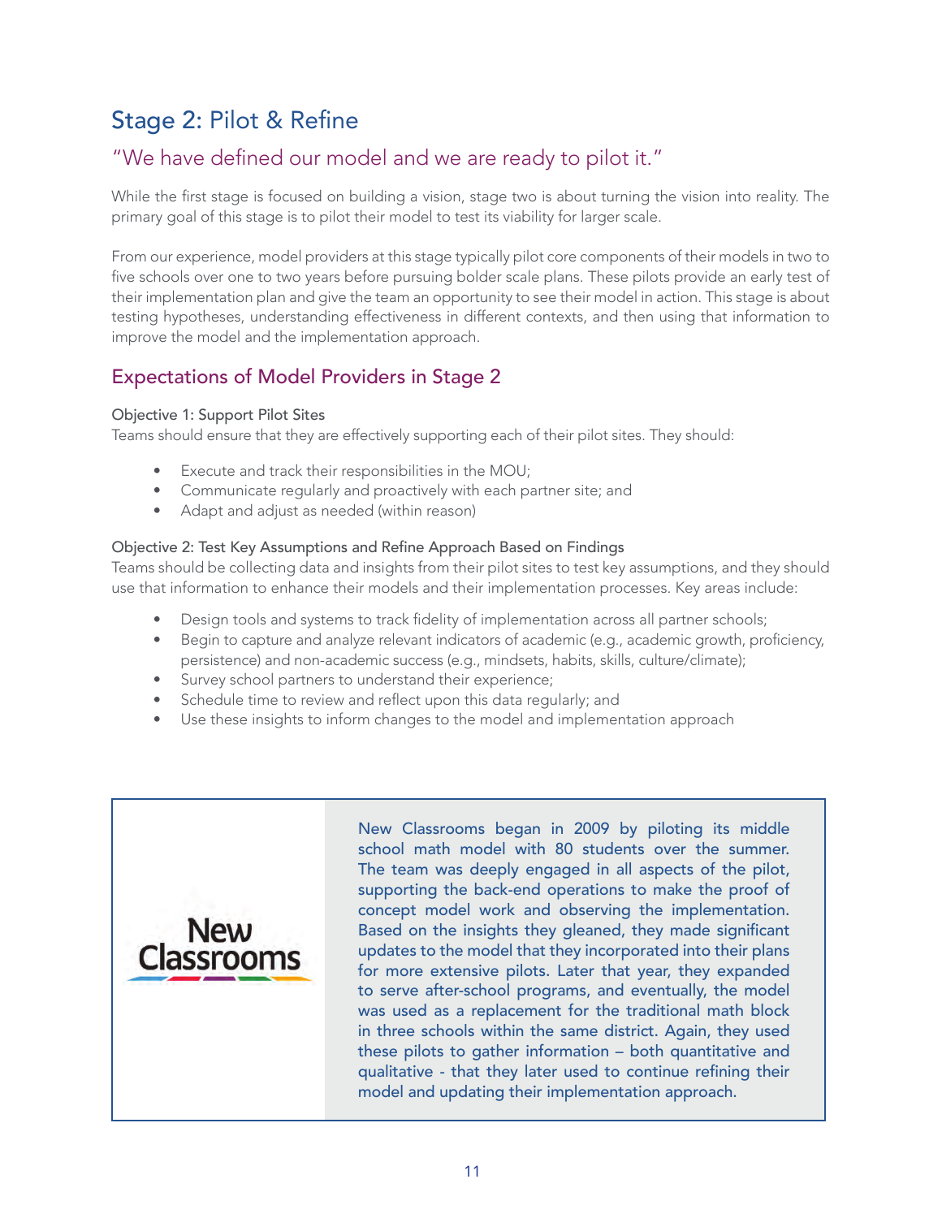## Stage 2: Pilot & Refine

### "We have defined our model and we are ready to pilot it."

While the first stage is focused on building a vision, stage two is about turning the vision into reality. The primary goal of this stage is to pilot their model to test its viability for larger scale.

From our experience, model providers at this stage typically pilot core components of their models in two to five schools over one to two years before pursuing bolder scale plans. These pilots provide an early test of their implementation plan and give the team an opportunity to see their model in action. This stage is about testing hypotheses, understanding effectiveness in different contexts, and then using that information to improve the model and the implementation approach.

### Expectations of Model Providers in Stage 2

**Objective 1: Support Pilot Sites**

Teams should ensure that they are effectively supporting each of their pilot sites. They should:

- Execute and track their responsibilities in the MOU;
- Communicate regularly and proactively with each partner site; and
- Adapt and adjust as needed (within reason)

**Objective 2: Test Key Assumptions and Refine Approach Based on Findings**

Teams should be collecting data and insights from their pilot sites to test key assumptions, and they should use that information to enhance their models and their implementation processes. Key areas include:

- Design tools and systems to track fidelity of implementation across all partner schools;
- Begin to capture and analyze relevant indicators of academic (e.g., academic growth, proficiency, persistence) and non-academic success (e.g., mindsets, habits, skills, culture/climate);
- Survey school partners to understand their experience;
- Schedule time to review and reflect upon this data regularly; and
- Use these insights to inform changes to the model and implementation approach

New Classrooms

New Classrooms began in 2009 by piloting its middle school math model with 80 students over the summer. The team was deeply engaged in all aspects of the pilot, supporting the back-end operations to make the proof of concept model work and observing the implementation. Based on the insights they gleaned, they made significant updates to the model that they incorporated into their plans for more extensive pilots. Later that year, they expanded to serve after-school programs, and eventually, the model was used as a replacement for the traditional math block in three schools within the same district. Again, they used these pilots to gather information – both quantitative and qualitative - that they later used to continue refining their model and updating their implementation approach.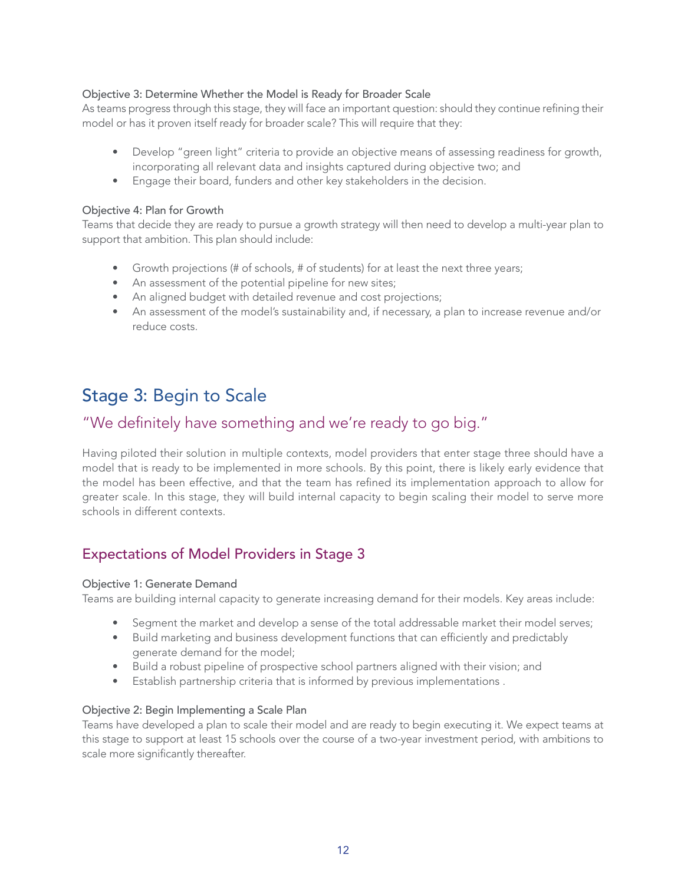#### Objective 3: Determine Whether the Model is Ready for Broader Scale

As teams progress through this stage, they will face an important question: should they continue refining their model or has it proven itself ready for broader scale? This will require that they:

- Develop "green light" criteria to provide an objective means of assessing readiness for growth, incorporating all relevant data and insights captured during objective two; and
- Engage their board, funders and other key stakeholders in the decision.

#### Objective 4: Plan for Growth

Teams that decide they are ready to pursue a growth strategy will then need to develop a multi-year plan to support that ambition. This plan should include:

- Growth projections (# of schools, # of students) for at least the next three years;
- An assessment of the potential pipeline for new sites;
- An aligned budget with detailed revenue and cost projections;
- An assessment of the model's sustainability and, if necessary, a plan to increase revenue and/or reduce costs.

## Stage 3: Begin to Scale

### "We definitely have something and we're ready to go big."

Having piloted their solution in multiple contexts, model providers that enter stage three should have a model that is ready to be implemented in more schools. By this point, there is likely early evidence that the model has been effective, and that the team has refined its implementation approach to allow for greater scale. In this stage, they will build internal capacity to begin scaling their model to serve more schools in different contexts.

### Expectations of Model Providers in Stage 3

#### Objective 1: Generate Demand

Teams are building internal capacity to generate increasing demand for their models. Key areas include:

- Segment the market and develop a sense of the total addressable market their model serves;
- Build marketing and business development functions that can efficiently and predictably generate demand for the model;
- Build a robust pipeline of prospective school partners aligned with their vision; and
- Establish partnership criteria that is informed by previous implementations .

#### Objective 2: Begin Implementing a Scale Plan

Teams have developed a plan to scale their model and are ready to begin executing it. We expect teams at this stage to support at least 15 schools over the course of a two-year investment period, with ambitions to scale more significantly thereafter.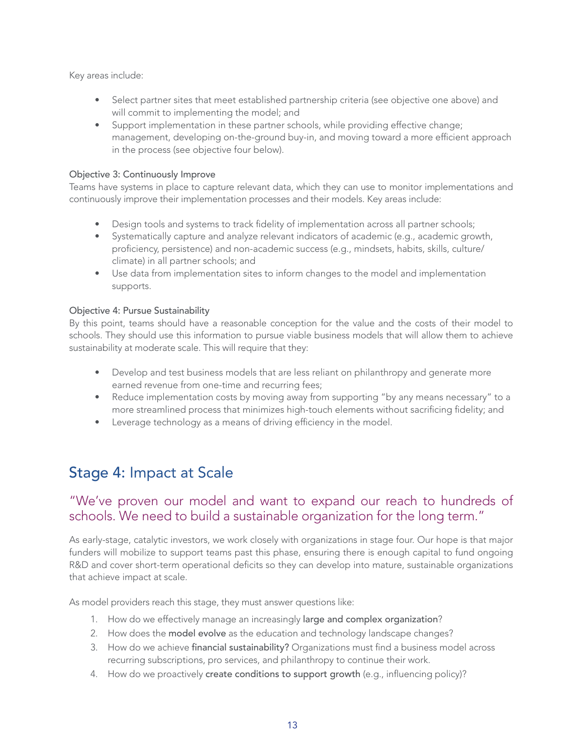Key areas include:

- Select partner sites that meet established partnership criteria (see objective one above) and will commit to implementing the model; and
- Support implementation in these partner schools, while providing effective change; management, developing on-the-ground buy-in, and moving toward a more efficient approach in the process (see objective four below).

Objective 3: Continuously Improve

Teams have systems in place to capture relevant data, which they can use to monitor implementations and continuously improve their implementation processes and their models. Key areas include:

- Design tools and systems to track fidelity of implementation across all partner schools;
- Systematically capture and analyze relevant indicators of academic (e.g., academic growth, proficiency, persistence) and non-academic success (e.g., mindsets, habits, skills, culture/climate) in all partner schools; and
- Use data from implementation sites to inform changes to the model and implementation supports.

Objective 4: Pursue Sustainability

By this point, teams should have a reasonable conception for the value and the costs of their model to schools. They should use this information to pursue viable business models that will allow them to achieve sustainability at moderate scale. This will require that they:

- Develop and test business models that are less reliant on philanthropy and generate more earned revenue from one-time and recurring fees;
- Reduce implementation costs by moving away from supporting "by any means necessary" to a more streamlined process that minimizes high-touch elements without sacrificing fidelity; and
- Leverage technology as a means of driving efficiency in the model.

## Stage 4: Impact at Scale

### "We've proven our model and want to expand our reach to hundreds of schools. We need to build a sustainable organization for the long term."

As early-stage, catalytic investors, we work closely with organizations in stage four. Our hope is that major funders will mobilize to support teams past this phase, ensuring there is enough capital to fund ongoing R&D and cover short-term operational deficits so they can develop into mature, sustainable organizations that achieve impact at scale.

As model providers reach this stage, they must answer questions like:

1. How do we effectively manage an increasingly large and complex organization?
2. How does the model evolve as the education and technology landscape changes?
3. How do we achieve financial sustainability? Organizations must find a business model across recurring subscriptions, pro services, and philanthropy to continue their work.
4. How do we proactively create conditions to support growth (e.g., influencing policy)?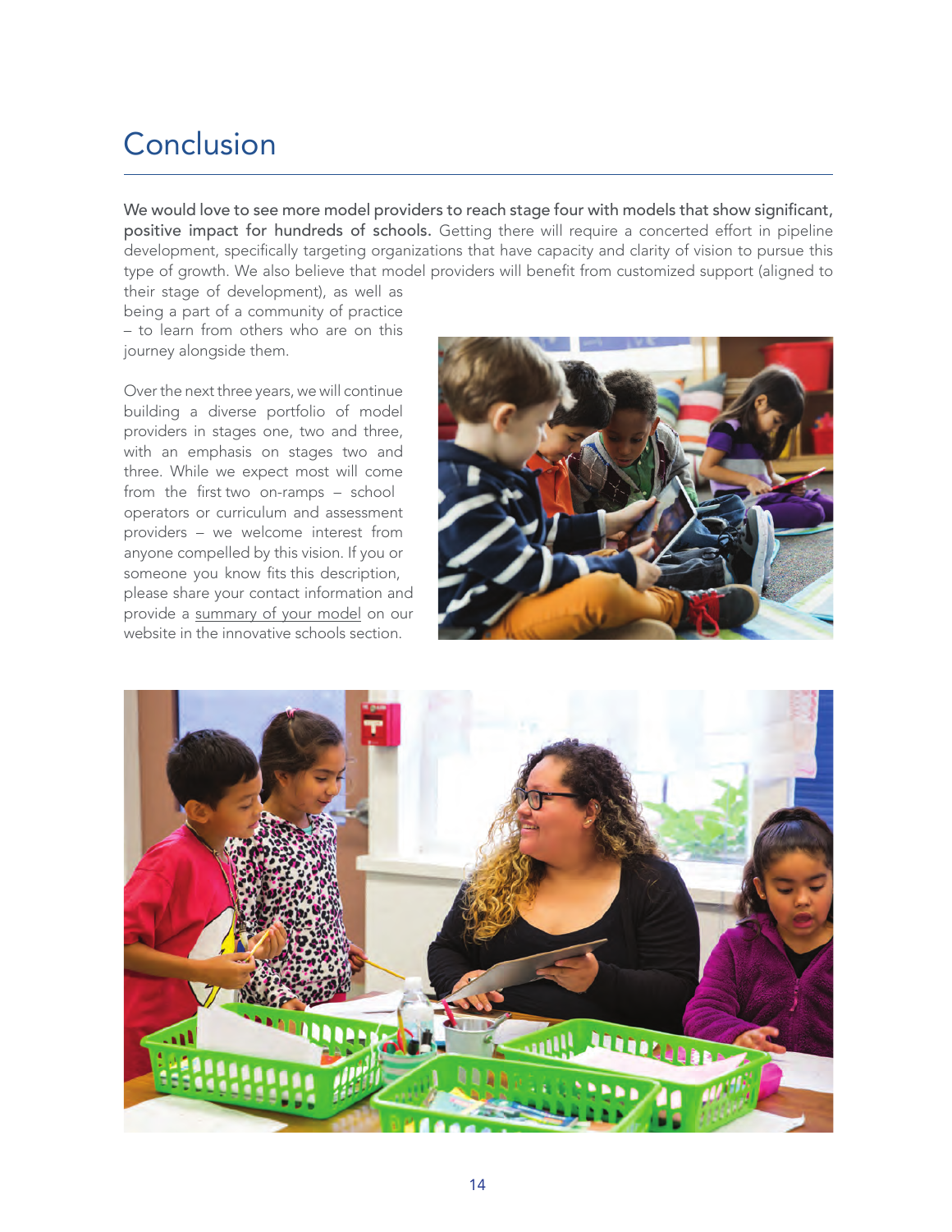# Conclusion

**We would love to see more model providers to reach stage four with models that show significant, positive impact for hundreds of schools.** Getting there will require a concerted effort in pipeline development, specifically targeting organizations that have capacity and clarity of vision to pursue this type of growth. We also believe that model providers will benefit from customized support (aligned to their stage of development), as well as being a part of a community of practice – to learn from others who are on this journey alongside them.

Over the next three years, we will continue building a diverse portfolio of model providers in stages one, two and three, with an emphasis on stages two and three. While we expect most will come from the first two on-ramps – school operators or curriculum and assessment providers – we welcome interest from anyone compelled by this vision. If you or someone you know fits this description, please share your contact information and provide a summary of your model on our website in the innovative schools section.